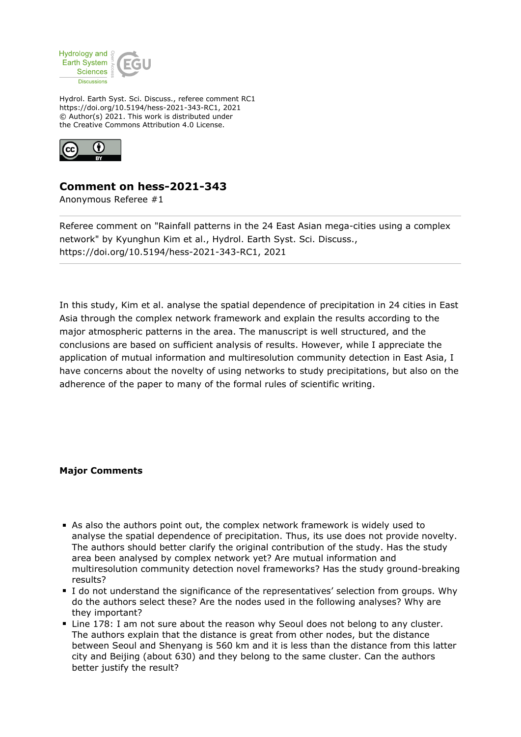Hydrol. Earth Syst. Sci. Discuss., referee comment RC1
https://doi.org/10.5194/hess-2021-343-RC1, 2021
© Author(s) 2021. This work is distributed under
the Creative Commons Attribution 4.0 License.

## Comment on hess-2021-343

Anonymous Referee #1

---

Referee comment on "Rainfall patterns in the 24 East Asian mega-cities using a complex network" by Kyunghun Kim et al., Hydrol. Earth Syst. Sci. Discuss., https://doi.org/10.5194/hess-2021-343-RC1, 2021

---

In this study, Kim et al. analyse the spatial dependence of precipitation in 24 cities in East Asia through the complex network framework and explain the results according to the major atmospheric patterns in the area. The manuscript is well structured, and the conclusions are based on sufficient analysis of results. However, while I appreciate the application of mutual information and multiresolution community detection in East Asia, I have concerns about the novelty of using networks to study precipitations, but also on the adherence of the paper to many of the formal rules of scientific writing.

**Major Comments**

- As also the authors point out, the complex network framework is widely used to analyse the spatial dependence of precipitation. Thus, its use does not provide novelty. The authors should better clarify the original contribution of the study. Has the study area been analysed by complex network yet? Are mutual information and multiresolution community detection novel frameworks? Has the study ground-breaking results?
- I do not understand the significance of the representatives' selection from groups. Why do the authors select these? Are the nodes used in the following analyses? Why are they important?
- Line 178: I am not sure about the reason why Seoul does not belong to any cluster. The authors explain that the distance is great from other nodes, but the distance between Seoul and Shenyang is 560 km and it is less than the distance from this latter city and Beijing (about 630) and they belong to the same cluster. Can the authors better justify the result?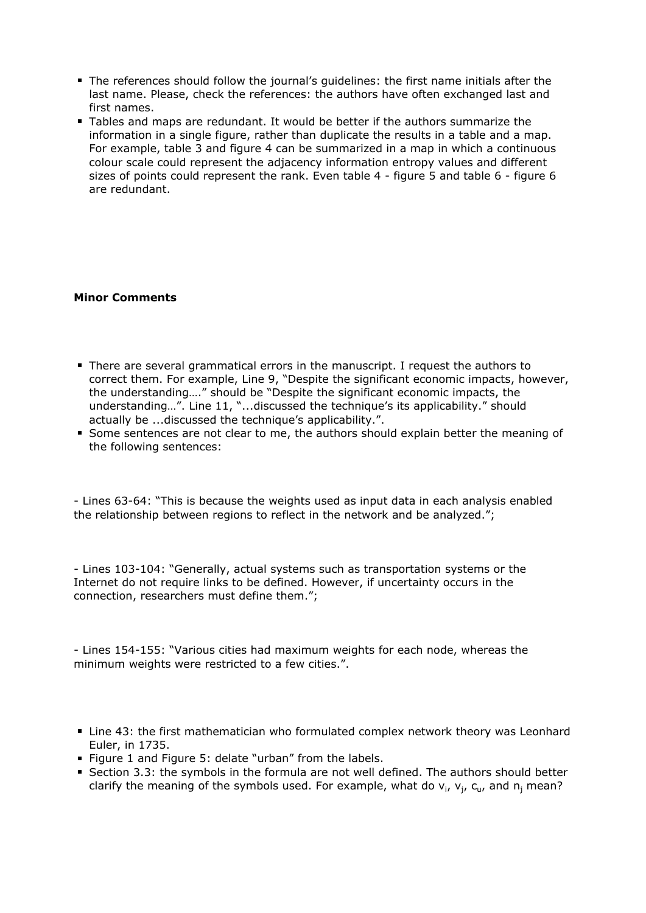- The references should follow the journal's guidelines: the first name initials after the last name. Please, check the references: the authors have often exchanged last and first names.
- Tables and maps are redundant. It would be better if the authors summarize the information in a single figure, rather than duplicate the results in a table and a map. For example, table 3 and figure 4 can be summarized in a map in which a continuous colour scale could represent the adjacency information entropy values and different sizes of points could represent the rank. Even table 4 - figure 5 and table 6 - figure 6 are redundant.

**Minor Comments**

- There are several grammatical errors in the manuscript. I request the authors to correct them. For example, Line 9, "Despite the significant economic impacts, however, the understanding…." should be "Despite the significant economic impacts, the understanding…". Line 11, "...discussed the technique's its applicability." should actually be ...discussed the technique's applicability.".
- Some sentences are not clear to me, the authors should explain better the meaning of the following sentences:

- Lines 63-64: "This is because the weights used as input data in each analysis enabled the relationship between regions to reflect in the network and be analyzed.";

- Lines 103-104: "Generally, actual systems such as transportation systems or the Internet do not require links to be defined. However, if uncertainty occurs in the connection, researchers must define them.";

- Lines 154-155: "Various cities had maximum weights for each node, whereas the minimum weights were restricted to a few cities.".

- Line 43: the first mathematician who formulated complex network theory was Leonhard Euler, in 1735.
- Figure 1 and Figure 5: delate "urban" from the labels.
- Section 3.3: the symbols in the formula are not well defined. The authors should better clarify the meaning of the symbols used. For example, what do $v_i$, $v_j$, $c_u$, and $n_j$ mean?